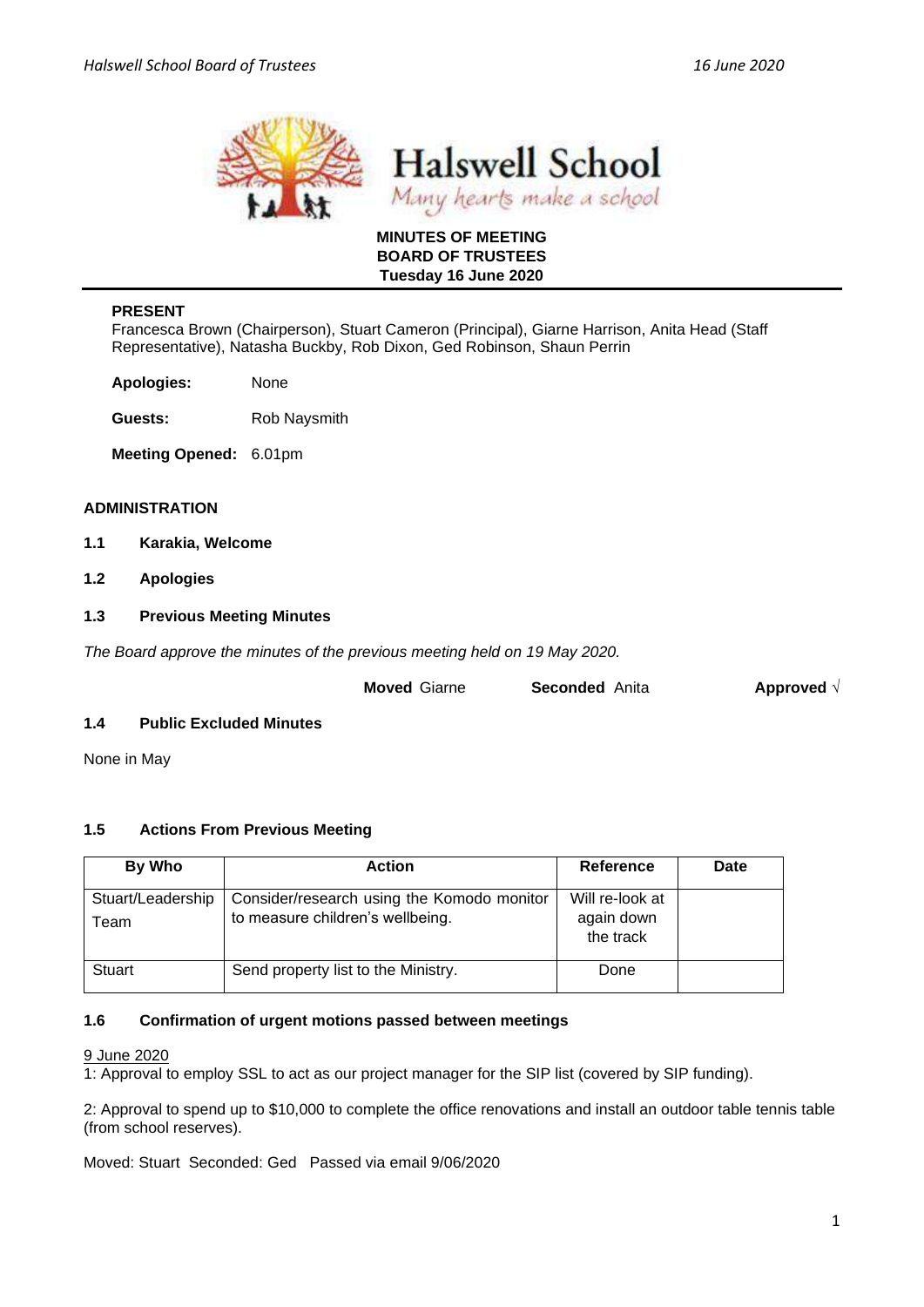# Halswell School

*Many hearts make a school*

**MINUTES OF MEETING**
**BOARD OF TRUSTEES**
**Tuesday 16 June 2020**

**PRESENT**
Francesca Brown (Chairperson), Stuart Cameron (Principal), Giarne Harrison, Anita Head (Staff Representative), Natasha Buckby, Rob Dixon, Ged Robinson, Shaun Perrin

**Apologies:** None

**Guests:** Rob Naysmith

**Meeting Opened:** 6.01pm

## ADMINISTRATION

### 1.1 Karakia, Welcome

### 1.2 Apologies

### 1.3 Previous Meeting Minutes

*The Board approve the minutes of the previous meeting held on 19 May 2020.*

**Moved** Giarne **Seconded** Anita **Approved** √

### 1.4 Public Excluded Minutes

None in May

### 1.5 Actions From Previous Meeting

| By Who | Action | Reference | Date |
| --- | --- | --- | --- |
| Stuart/Leadership Team | Consider/research using the Komodo monitor to measure children's wellbeing. | Will re-look at again down the track | |
| Stuart | Send property list to the Ministry. | Done | |

### 1.6 Confirmation of urgent motions passed between meetings

9 June 2020
1: Approval to employ SSL to act as our project manager for the SIP list (covered by SIP funding).

2: Approval to spend up to $10,000 to complete the office renovations and install an outdoor table tennis table (from school reserves).

Moved: Stuart Seconded: Ged Passed via email 9/06/2020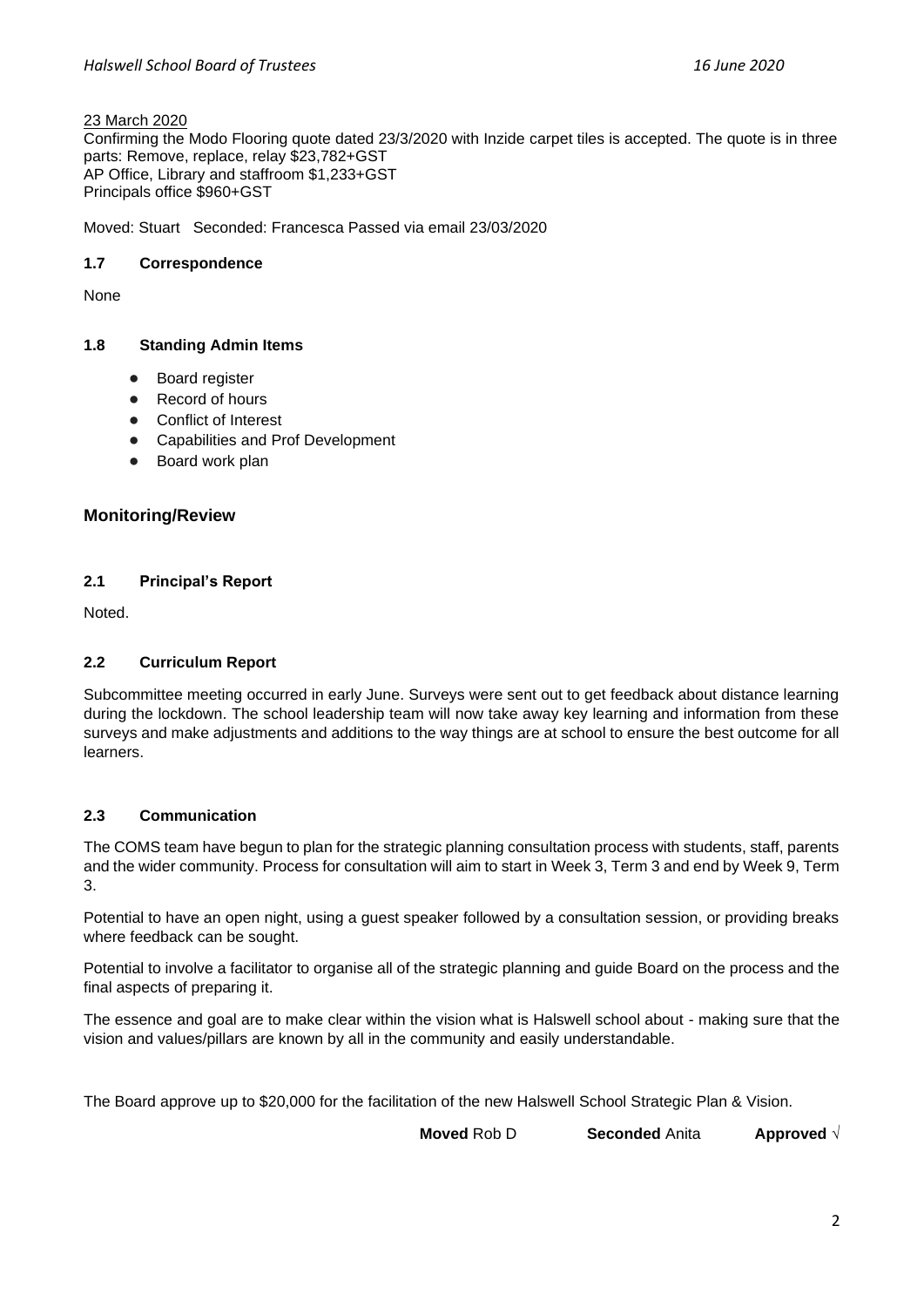23 March 2020

Confirming the Modo Flooring quote dated 23/3/2020 with Inzide carpet tiles is accepted. The quote is in three parts: Remove, replace, relay $23,782+GST

AP Office, Library and staffroom $1,233+GST

Principals office $960+GST

Moved: Stuart Seconded: Francesca Passed via email 23/03/2020

### 1.7 Correspondence

None

### 1.8 Standing Admin Items

- Board register
- Record of hours
- Conflict of Interest
- Capabilities and Prof Development
- Board work plan

## Monitoring/Review

### 2.1 Principal's Report

Noted.

### 2.2 Curriculum Report

Subcommittee meeting occurred in early June. Surveys were sent out to get feedback about distance learning during the lockdown. The school leadership team will now take away key learning and information from these surveys and make adjustments and additions to the way things are at school to ensure the best outcome for all learners.

### 2.3 Communication

The COMS team have begun to plan for the strategic planning consultation process with students, staff, parents and the wider community. Process for consultation will aim to start in Week 3, Term 3 and end by Week 9, Term 3.

Potential to have an open night, using a guest speaker followed by a consultation session, or providing breaks where feedback can be sought.

Potential to involve a facilitator to organise all of the strategic planning and guide Board on the process and the final aspects of preparing it.

The essence and goal are to make clear within the vision what is Halswell school about - making sure that the vision and values/pillars are known by all in the community and easily understandable.

The Board approve up to $20,000 for the facilitation of the new Halswell School Strategic Plan & Vision.

**Moved** Rob D **Seconded** Anita **Approved** √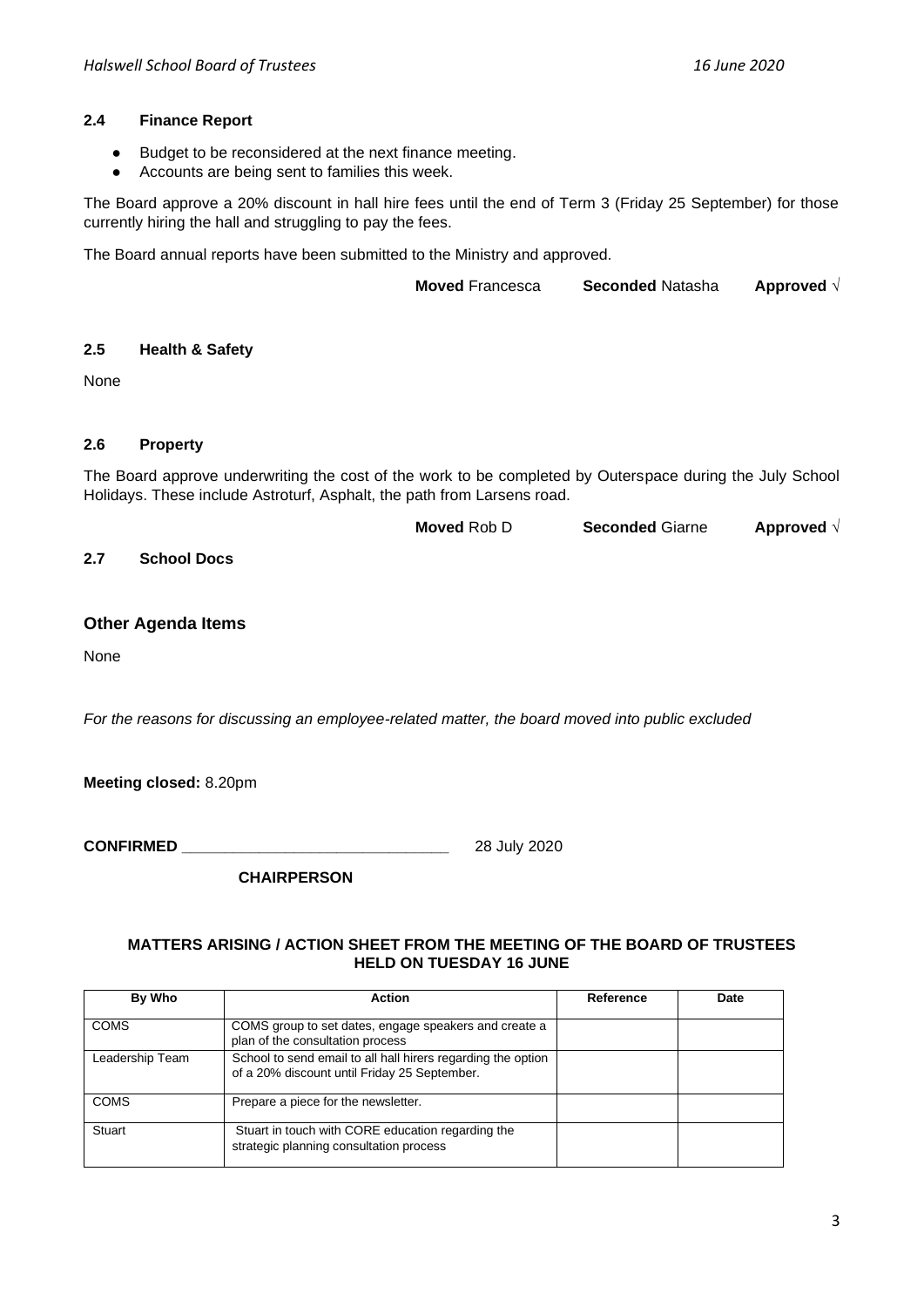### 2.4 Finance Report

- Budget to be reconsidered at the next finance meeting.
- Accounts are being sent to families this week.

The Board approve a 20% discount in hall hire fees until the end of Term 3 (Friday 25 September) for those currently hiring the hall and struggling to pay the fees.

The Board annual reports have been submitted to the Ministry and approved.

**Moved** Francesca **Seconded** Natasha **Approved** √

### 2.5 Health & Safety

None

### 2.6 Property

The Board approve underwriting the cost of the work to be completed by Outerspace during the July School Holidays. These include Astroturf, Asphalt, the path from Larsens road.

**Moved** Rob D **Seconded** Giarne **Approved** √

### 2.7 School Docs

## Other Agenda Items

None

*For the reasons for discussing an employee-related matter, the board moved into public excluded*

**Meeting closed:** 8.20pm

**CONFIRMED** ______________________________ 28 July 2020

**CHAIRPERSON**

**MATTERS ARISING / ACTION SHEET FROM THE MEETING OF THE BOARD OF TRUSTEES HELD ON TUESDAY 16 JUNE**

| By Who | Action | Reference | Date |
|---|---|---|---|
| COMS | COMS group to set dates, engage speakers and create a plan of the consultation process | | |
| Leadership Team | School to send email to all hall hirers regarding the option of a 20% discount until Friday 25 September. | | |
| COMS | Prepare a piece for the newsletter. | | |
| Stuart | Stuart in touch with CORE education regarding the strategic planning consultation process | | |